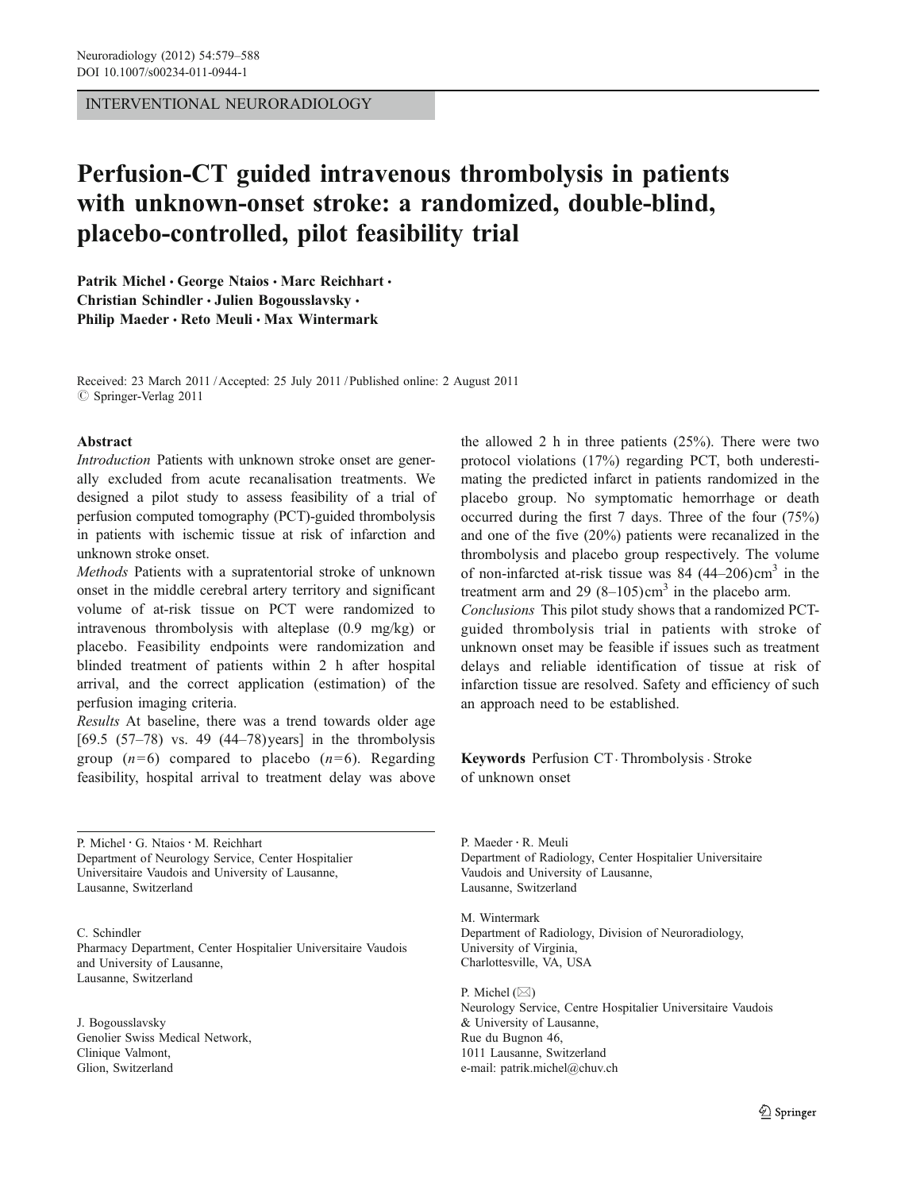INTERVENTIONAL NEURORADIOLOGY

# Perfusion-CT guided intravenous thrombolysis in patients with unknown-onset stroke: a randomized, double-blind, placebo-controlled, pilot feasibility trial

Patrik Michel · George Ntaios · Marc Reichhart · Christian Schindler · Julien Bogousslavsky · Philip Maeder · Reto Meuli · Max Wintermark

Received: 23 March 2011 / Accepted: 25 July 2011 / Published online: 2 August 2011
© Springer-Verlag 2011

## Abstract

*Introduction* Patients with unknown stroke onset are generally excluded from acute recanalisation treatments. We designed a pilot study to assess feasibility of a trial of perfusion computed tomography (PCT)-guided thrombolysis in patients with ischemic tissue at risk of infarction and unknown stroke onset.

*Methods* Patients with a supratentorial stroke of unknown onset in the middle cerebral artery territory and significant volume of at-risk tissue on PCT were randomized to intravenous thrombolysis with alteplase (0.9 mg/kg) or placebo. Feasibility endpoints were randomization and blinded treatment of patients within 2 h after hospital arrival, and the correct application (estimation) of the perfusion imaging criteria.

*Results* At baseline, there was a trend towards older age [69.5 (57–78) vs. 49 (44–78) years] in the thrombolysis group ($n=6$) compared to placebo ($n=6$). Regarding feasibility, hospital arrival to treatment delay was above the allowed 2 h in three patients (25%). There were two protocol violations (17%) regarding PCT, both underestimating the predicted infarct in patients randomized in the placebo group. No symptomatic hemorrhage or death occurred during the first 7 days. Three of the four (75%) and one of the five (20%) patients were recanalized in the thrombolysis and placebo group respectively. The volume of non-infarcted at-risk tissue was 84 (44–206) $cm^3$ in the treatment arm and 29 (8–105) $cm^3$ in the placebo arm.

*Conclusions* This pilot study shows that a randomized PCT-guided thrombolysis trial in patients with stroke of unknown onset may be feasible if issues such as treatment delays and reliable identification of tissue at risk of infarction tissue are resolved. Safety and efficiency of such an approach need to be established.

**Keywords** Perfusion CT · Thrombolysis · Stroke of unknown onset

P. Michel · G. Ntaios · M. Reichhart
Department of Neurology Service, Center Hospitalier Universitaire Vaudois and University of Lausanne, Lausanne, Switzerland

C. Schindler
Pharmacy Department, Center Hospitalier Universitaire Vaudois and University of Lausanne, Lausanne, Switzerland

J. Bogousslavsky
Genolier Swiss Medical Network, Clinique Valmont, Glion, Switzerland

P. Maeder · R. Meuli
Department of Radiology, Center Hospitalier Universitaire Vaudois and University of Lausanne, Lausanne, Switzerland

M. Wintermark
Department of Radiology, Division of Neuroradiology, University of Virginia, Charlottesville, VA, USA

P. Michel (✉)
Neurology Service, Centre Hospitalier Universitaire Vaudois & University of Lausanne, Rue du Bugnon 46, 1011 Lausanne, Switzerland
e-mail: patrik.michel@chuv.ch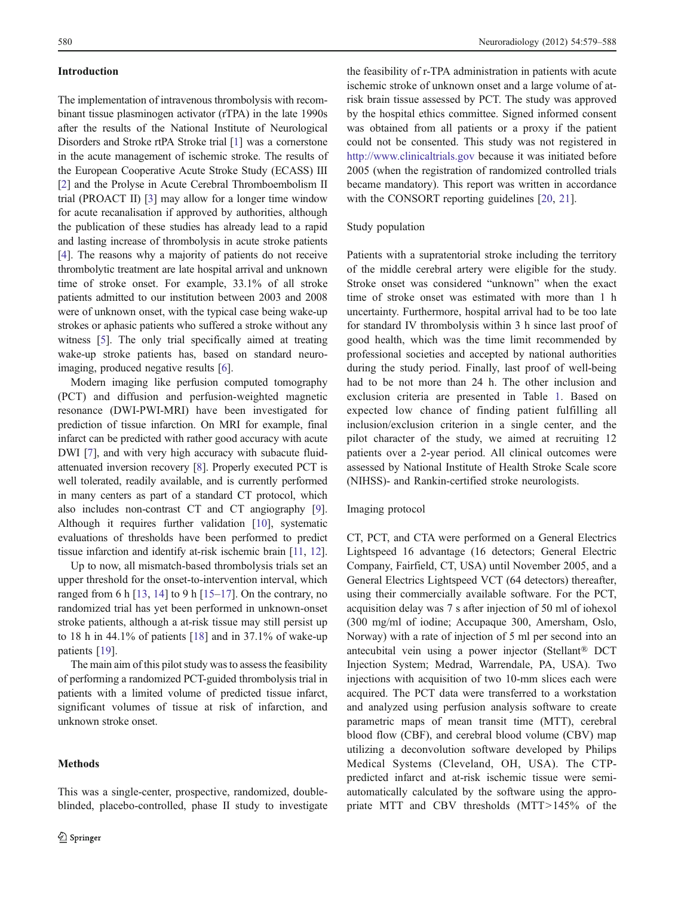## Introduction

The implementation of intravenous thrombolysis with recombinant tissue plasminogen activator (rTPA) in the late 1990s after the results of the National Institute of Neurological Disorders and Stroke rtPA Stroke trial [1] was a cornerstone in the acute management of ischemic stroke. The results of the European Cooperative Acute Stroke Study (ECASS) III [2] and the Prolyse in Acute Cerebral Thromboembolism II trial (PROACT II) [3] may allow for a longer time window for acute recanalisation if approved by authorities, although the publication of these studies has already lead to a rapid and lasting increase of thrombolysis in acute stroke patients [4]. The reasons why a majority of patients do not receive thrombolytic treatment are late hospital arrival and unknown time of stroke onset. For example, 33.1% of all stroke patients admitted to our institution between 2003 and 2008 were of unknown onset, with the typical case being wake-up strokes or aphasic patients who suffered a stroke without any witness [5]. The only trial specifically aimed at treating wake-up stroke patients has, based on standard neuroimaging, produced negative results [6].

Modern imaging like perfusion computed tomography (PCT) and diffusion and perfusion-weighted magnetic resonance (DWI-PWI-MRI) have been investigated for prediction of tissue infarction. On MRI for example, final infarct can be predicted with rather good accuracy with acute DWI [7], and with very high accuracy with subacute fluid-attenuated inversion recovery [8]. Properly executed PCT is well tolerated, readily available, and is currently performed in many centers as part of a standard CT protocol, which also includes non-contrast CT and CT angiography [9]. Although it requires further validation [10], systematic evaluations of thresholds have been performed to predict tissue infarction and identify at-risk ischemic brain [11, 12].

Up to now, all mismatch-based thrombolysis trials set an upper threshold for the onset-to-intervention interval, which ranged from 6 h [13, 14] to 9 h [15–17]. On the contrary, no randomized trial has yet been performed in unknown-onset stroke patients, although a at-risk tissue may still persist up to 18 h in 44.1% of patients [18] and in 37.1% of wake-up patients [19].

The main aim of this pilot study was to assess the feasibility of performing a randomized PCT-guided thrombolysis trial in patients with a limited volume of predicted tissue infarct, significant volumes of tissue at risk of infarction, and unknown stroke onset.

## Methods

This was a single-center, prospective, randomized, double-blinded, placebo-controlled, phase II study to investigate the feasibility of r-TPA administration in patients with acute ischemic stroke of unknown onset and a large volume of at-risk brain tissue assessed by PCT. The study was approved by the hospital ethics committee. Signed informed consent was obtained from all patients or a proxy if the patient could not be consented. This study was not registered in http://www.clinicaltrials.gov because it was initiated before 2005 (when the registration of randomized controlled trials became mandatory). This report was written in accordance with the CONSORT reporting guidelines [20, 21].

### Study population

Patients with a supratentorial stroke including the territory of the middle cerebral artery were eligible for the study. Stroke onset was considered "unknown" when the exact time of stroke onset was estimated with more than 1 h uncertainty. Furthermore, hospital arrival had to be too late for standard IV thrombolysis within 3 h since last proof of good health, which was the time limit recommended by professional societies and accepted by national authorities during the study period. Finally, last proof of well-being had to be not more than 24 h. The other inclusion and exclusion criteria are presented in Table 1. Based on expected low chance of finding patient fulfilling all inclusion/exclusion criterion in a single center, and the pilot character of the study, we aimed at recruiting 12 patients over a 2-year period. All clinical outcomes were assessed by National Institute of Health Stroke Scale score (NIHSS)- and Rankin-certified stroke neurologists.

### Imaging protocol

CT, PCT, and CTA were performed on a General Electrics Lightspeed 16 advantage (16 detectors; General Electric Company, Fairfield, CT, USA) until November 2005, and a General Electrics Lightspeed VCT (64 detectors) thereafter, using their commercially available software. For the PCT, acquisition delay was 7 s after injection of 50 ml of iohexol (300 mg/ml of iodine; Accupaque 300, Amersham, Oslo, Norway) with a rate of injection of 5 ml per second into an antecubital vein using a power injector (Stellant® DCT Injection System; Medrad, Warrendale, PA, USA). Two injections with acquisition of two 10-mm slices each were acquired. The PCT data were transferred to a workstation and analyzed using perfusion analysis software to create parametric maps of mean transit time (MTT), cerebral blood flow (CBF), and cerebral blood volume (CBV) map utilizing a deconvolution software developed by Philips Medical Systems (Cleveland, OH, USA). The CTP-predicted infarct and at-risk ischemic tissue were semi-automatically calculated by the software using the appropriate MTT and CBV thresholds (MTT>145% of the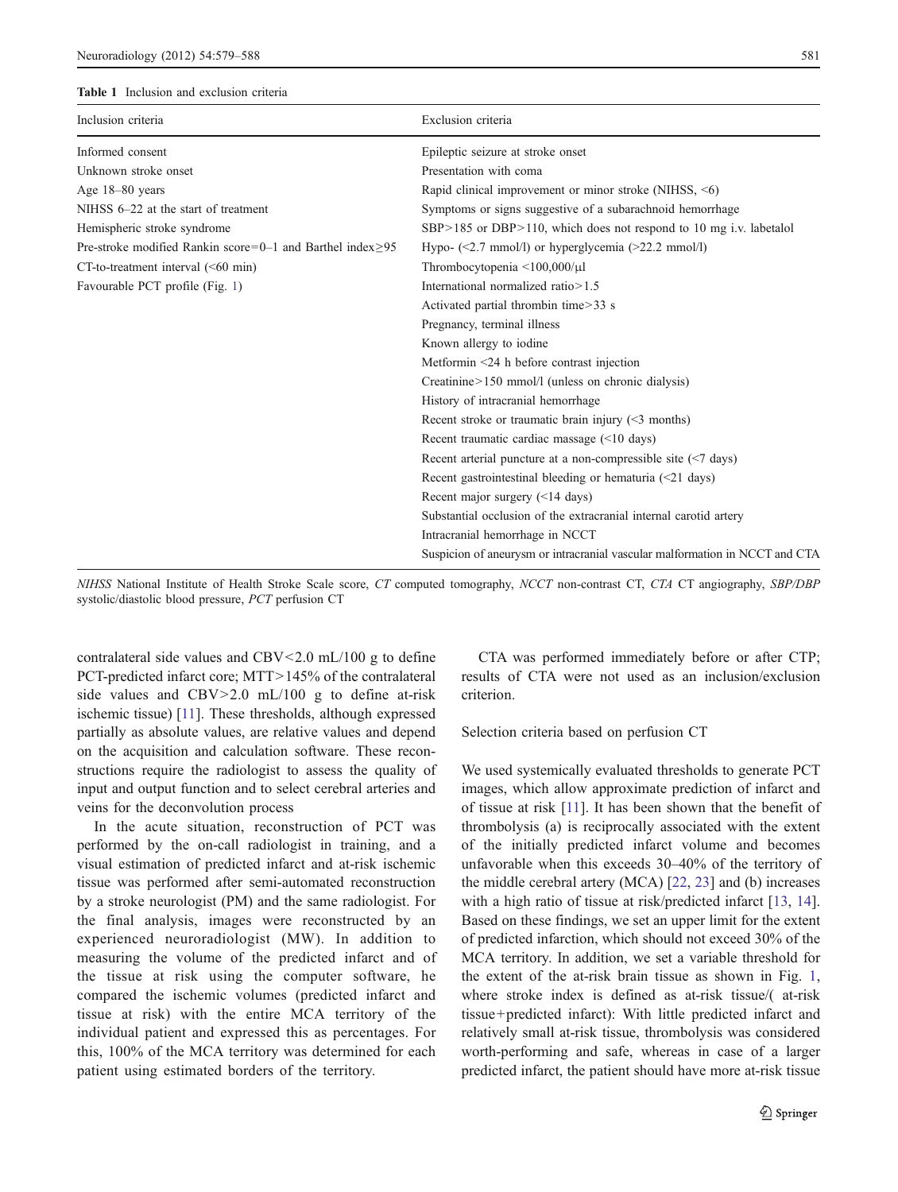**Table 1** Inclusion and exclusion criteria

| Inclusion criteria | Exclusion criteria |
|---|---|
| Informed consent | Epileptic seizure at stroke onset |
| Unknown stroke onset | Presentation with coma |
| Age 18–80 years | Rapid clinical improvement or minor stroke (NIHSS, <6) |
| NIHSS 6–22 at the start of treatment | Symptoms or signs suggestive of a subarachnoid hemorrhage |
| Hemispheric stroke syndrome | SBP>185 or DBP>110, which does not respond to 10 mg i.v. labetalol |
| Pre-stroke modified Rankin score=0–1 and Barthel index≥95 | Hypo- (<2.7 mmol/l) or hyperglycemia (>22.2 mmol/l) |
| CT-to-treatment interval (<60 min) | Thrombocytopenia <100,000/μl |
| Favourable PCT profile (Fig. 1) | International normalized ratio>1.5 |
| | Activated partial thrombin time>33 s |
| | Pregnancy, terminal illness |
| | Known allergy to iodine |
| | Metformin <24 h before contrast injection |
| | Creatinine>150 mmol/l (unless on chronic dialysis) |
| | History of intracranial hemorrhage |
| | Recent stroke or traumatic brain injury (<3 months) |
| | Recent traumatic cardiac massage (<10 days) |
| | Recent arterial puncture at a non-compressible site (<7 days) |
| | Recent gastrointestinal bleeding or hematuria (<21 days) |
| | Recent major surgery (<14 days) |
| | Substantial occlusion of the extracranial internal carotid artery |
| | Intracranial hemorrhage in NCCT |
| | Suspicion of aneurysm or intracranial vascular malformation in NCCT and CTA |

*NIHSS* National Institute of Health Stroke Scale score, *CT* computed tomography, *NCCT* non-contrast CT, *CTA* CT angiography, *SBP/DBP* systolic/diastolic blood pressure, *PCT* perfusion CT

contralateral side values and CBV<2.0 mL/100 g to define PCT-predicted infarct core; MTT>145% of the contralateral side values and CBV>2.0 mL/100 g to define at-risk ischemic tissue) [11]. These thresholds, although expressed partially as absolute values, are relative values and depend on the acquisition and calculation software. These reconstructions require the radiologist to assess the quality of input and output function and to select cerebral arteries and veins for the deconvolution process

In the acute situation, reconstruction of PCT was performed by the on-call radiologist in training, and a visual estimation of predicted infarct and at-risk ischemic tissue was performed after semi-automated reconstruction by a stroke neurologist (PM) and the same radiologist. For the final analysis, images were reconstructed by an experienced neuroradiologist (MW). In addition to measuring the volume of the predicted infarct and of the tissue at risk using the computer software, he compared the ischemic volumes (predicted infarct and tissue at risk) with the entire MCA territory of the individual patient and expressed this as percentages. For this, 100% of the MCA territory was determined for each patient using estimated borders of the territory.

CTA was performed immediately before or after CTP; results of CTA were not used as an inclusion/exclusion criterion.

### Selection criteria based on perfusion CT

We used systemically evaluated thresholds to generate PCT images, which allow approximate prediction of infarct and of tissue at risk [11]. It has been shown that the benefit of thrombolysis (a) is reciprocally associated with the extent of the initially predicted infarct volume and becomes unfavorable when this exceeds 30–40% of the territory of the middle cerebral artery (MCA) [22, 23] and (b) increases with a high ratio of tissue at risk/predicted infarct [13, 14]. Based on these findings, we set an upper limit for the extent of predicted infarction, which should not exceed 30% of the MCA territory. In addition, we set a variable threshold for the extent of the at-risk brain tissue as shown in Fig. 1, where stroke index is defined as at-risk tissue/( at-risk tissue+predicted infarct): With little predicted infarct and relatively small at-risk tissue, thrombolysis was considered worth-performing and safe, whereas in case of a larger predicted infarct, the patient should have more at-risk tissue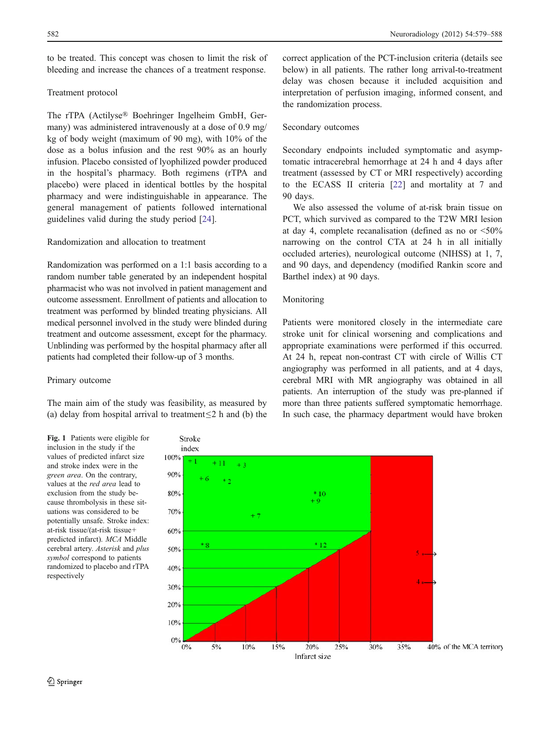to be treated. This concept was chosen to limit the risk of bleeding and increase the chances of a treatment response.

### Treatment protocol

The rTPA (Actilyse® Boehringer Ingelheim GmbH, Germany) was administered intravenously at a dose of 0.9 mg/kg of body weight (maximum of 90 mg), with 10% of the dose as a bolus infusion and the rest 90% as an hourly infusion. Placebo consisted of lyophilized powder produced in the hospital's pharmacy. Both regimens (rTPA and placebo) were placed in identical bottles by the hospital pharmacy and were indistinguishable in appearance. The general management of patients followed international guidelines valid during the study period [24].

### Randomization and allocation to treatment

Randomization was performed on a 1:1 basis according to a random number table generated by an independent hospital pharmacist who was not involved in patient management and outcome assessment. Enrollment of patients and allocation to treatment was performed by blinded treating physicians. All medical personnel involved in the study were blinded during treatment and outcome assessment, except for the pharmacy. Unblinding was performed by the hospital pharmacy after all patients had completed their follow-up of 3 months.

### Primary outcome

The main aim of the study was feasibility, as measured by (a) delay from hospital arrival to treatment≤2 h and (b) the correct application of the PCT-inclusion criteria (details see below) in all patients. The rather long arrival-to-treatment delay was chosen because it included acquisition and interpretation of perfusion imaging, informed consent, and the randomization process.

### Secondary outcomes

Secondary endpoints included symptomatic and asymptomatic intracerebral hemorrhage at 24 h and 4 days after treatment (assessed by CT or MRI respectively) according to the ECASS II criteria [22] and mortality at 7 and 90 days.

We also assessed the volume of at-risk brain tissue on PCT, which survived as compared to the T2W MRI lesion at day 4, complete recanalisation (defined as no or <50% narrowing on the control CTA at 24 h in all initially occluded arteries), neurological outcome (NIHSS) at 1, 7, and 90 days, and dependency (modified Rankin score and Barthel index) at 90 days.

### Monitoring

Patients were monitored closely in the intermediate care stroke unit for clinical worsening and complications and appropriate examinations were performed if this occurred. At 24 h, repeat non-contrast CT with circle of Willis CT angiography was performed in all patients, and at 4 days, cerebral MRI with MR angiography was obtained in all patients. An interruption of the study was pre-planned if more than three patients suffered symptomatic hemorrhage. In such case, the pharmacy department would have broken

**Fig. 1** Patients were eligible for inclusion in the study if the values of predicted infarct size and stroke index were in the *green area*. On the contrary, values at the *red area* lead to exclusion from the study because thrombolysis in these situations was considered to be potentially unsafe. Stroke index: at-risk tissue/(at-risk tissue+predicted infarct). *MCA* Middle cerebral artery. *Asterisk* and *plus symbol* correspond to patients randomized to placebo and rTPA respectively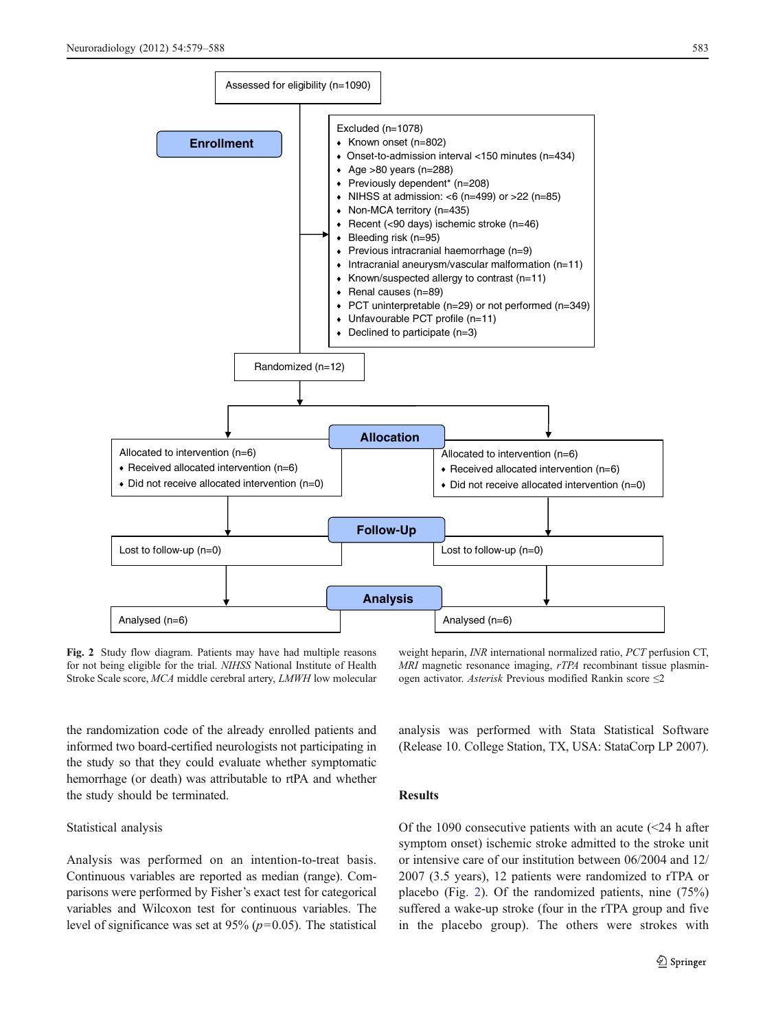Assessed for eligibility (n=1090)

**Enrollment**

Excluded (n=1078)
- Known onset (n=802)
- Onset-to-admission interval <150 minutes (n=434)
- Age >80 years (n=288)
- Previously dependent* (n=208)
- NIHSS at admission: <6 (n=499) or >22 (n=85)
- Non-MCA territory (n=435)
- Recent (<90 days) ischemic stroke (n=46)
- Bleeding risk (n=95)
- Previous intracranial haemorrhage (n=9)
- Intracranial aneurysm/vascular malformation (n=11)
- Known/suspected allergy to contrast (n=11)
- Renal causes (n=89)
- PCT uninterpretable (n=29) or not performed (n=349)
- Unfavourable PCT profile (n=11)
- Declined to participate (n=3)

Randomized (n=12)

**Allocation**

| Allocated to intervention (n=6) | Allocated to intervention (n=6) |
|---|---|
| Received allocated intervention (n=6) | Received allocated intervention (n=6) |
| Did not receive allocated intervention (n=0) | Did not receive allocated intervention (n=0) |

**Follow-Up**

| Lost to follow-up (n=0) | Lost to follow-up (n=0) |
|---|---|

**Analysis**

| Analysed (n=6) | Analysed (n=6) |
|---|---|

**Fig. 2** Study flow diagram. Patients may have had multiple reasons for not being eligible for the trial. *NIHSS* National Institute of Health Stroke Scale score, *MCA* middle cerebral artery, *LMWH* low molecular weight heparin, *INR* international normalized ratio, *PCT* perfusion CT, *MRI* magnetic resonance imaging, *rTPA* recombinant tissue plasminogen activator. *Asterisk* Previous modified Rankin score ≤2

the randomization code of the already enrolled patients and informed two board-certified neurologists not participating in the study so that they could evaluate whether symptomatic hemorrhage (or death) was attributable to rtPA and whether the study should be terminated.

Statistical analysis

Analysis was performed on an intention-to-treat basis. Continuous variables are reported as median (range). Comparisons were performed by Fisher's exact test for categorical variables and Wilcoxon test for continuous variables. The level of significance was set at 95% ($p$=0.05). The statistical analysis was performed with Stata Statistical Software (Release 10. College Station, TX, USA: StataCorp LP 2007).

## Results

Of the 1090 consecutive patients with an acute (<24 h after symptom onset) ischemic stroke admitted to the stroke unit or intensive care of our institution between 06/2004 and 12/2007 (3.5 years), 12 patients were randomized to rTPA or placebo (Fig. 2). Of the randomized patients, nine (75%) suffered a wake-up stroke (four in the rTPA group and five in the placebo group). The others were strokes with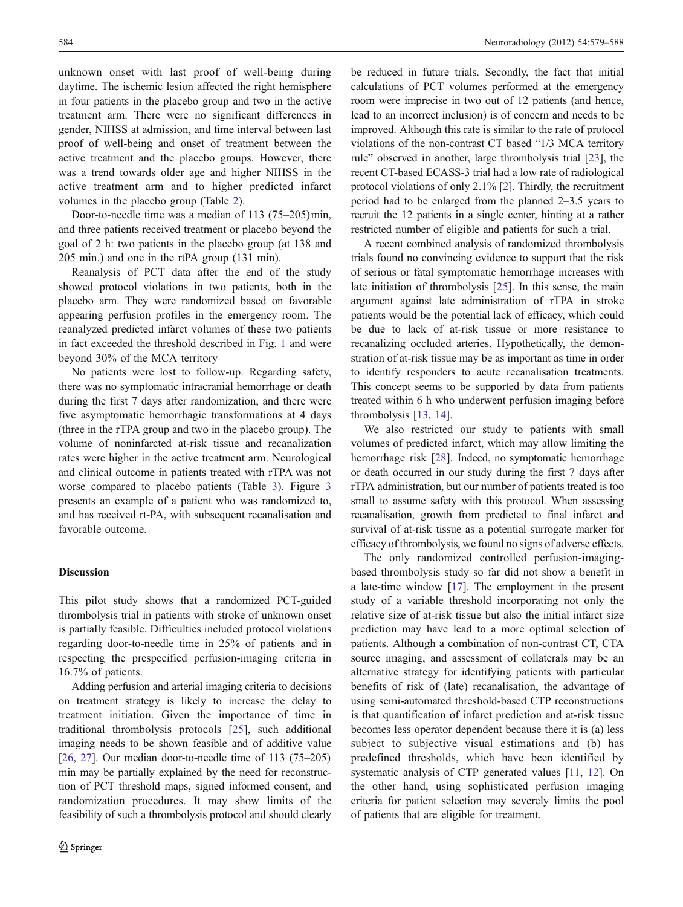unknown onset with last proof of well-being during daytime. The ischemic lesion affected the right hemisphere in four patients in the placebo group and two in the active treatment arm. There were no significant differences in gender, NIHSS at admission, and time interval between last proof of well-being and onset of treatment between the active treatment and the placebo groups. However, there was a trend towards older age and higher NIHSS in the active treatment arm and to higher predicted infarct volumes in the placebo group (Table 2).

Door-to-needle time was a median of 113 (75–205)min, and three patients received treatment or placebo beyond the goal of 2 h: two patients in the placebo group (at 138 and 205 min.) and one in the rtPA group (131 min).

Reanalysis of PCT data after the end of the study showed protocol violations in two patients, both in the placebo arm. They were randomized based on favorable appearing perfusion profiles in the emergency room. The reanalyzed predicted infarct volumes of these two patients in fact exceeded the threshold described in Fig. 1 and were beyond 30% of the MCA territory

No patients were lost to follow-up. Regarding safety, there was no symptomatic intracranial hemorrhage or death during the first 7 days after randomization, and there were five asymptomatic hemorrhagic transformations at 4 days (three in the rTPA group and two in the placebo group). The volume of noninfarcted at-risk tissue and recanalization rates were higher in the active treatment arm. Neurological and clinical outcome in patients treated with rTPA was not worse compared to placebo patients (Table 3). Figure 3 presents an example of a patient who was randomized to, and has received rt-PA, with subsequent recanalisation and favorable outcome.

## Discussion

This pilot study shows that a randomized PCT-guided thrombolysis trial in patients with stroke of unknown onset is partially feasible. Difficulties included protocol violations regarding door-to-needle time in 25% of patients and in respecting the prespecified perfusion-imaging criteria in 16.7% of patients.

Adding perfusion and arterial imaging criteria to decisions on treatment strategy is likely to increase the delay to treatment initiation. Given the importance of time in traditional thrombolysis protocols [25], such additional imaging needs to be shown feasible and of additive value [26, 27]. Our median door-to-needle time of 113 (75–205) min may be partially explained by the need for reconstruction of PCT threshold maps, signed informed consent, and randomization procedures. It may show limits of the feasibility of such a thrombolysis protocol and should clearly be reduced in future trials. Secondly, the fact that initial calculations of PCT volumes performed at the emergency room were imprecise in two out of 12 patients (and hence, lead to an incorrect inclusion) is of concern and needs to be improved. Although this rate is similar to the rate of protocol violations of the non-contrast CT based "1/3 MCA territory rule" observed in another, large thrombolysis trial [23], the recent CT-based ECASS-3 trial had a low rate of radiological protocol violations of only 2.1% [2]. Thirdly, the recruitment period had to be enlarged from the planned 2–3.5 years to recruit the 12 patients in a single center, hinting at a rather restricted number of eligible and patients for such a trial.

A recent combined analysis of randomized thrombolysis trials found no convincing evidence to support that the risk of serious or fatal symptomatic hemorrhage increases with late initiation of thrombolysis [25]. In this sense, the main argument against late administration of rTPA in stroke patients would be the potential lack of efficacy, which could be due to lack of at-risk tissue or more resistance to recanalizing occluded arteries. Hypothetically, the demonstration of at-risk tissue may be as important as time in order to identify responders to acute recanalisation treatments. This concept seems to be supported by data from patients treated within 6 h who underwent perfusion imaging before thrombolysis [13, 14].

We also restricted our study to patients with small volumes of predicted infarct, which may allow limiting the hemorrhage risk [28]. Indeed, no symptomatic hemorrhage or death occurred in our study during the first 7 days after rTPA administration, but our number of patients treated is too small to assume safety with this protocol. When assessing recanalisation, growth from predicted to final infarct and survival of at-risk tissue as a potential surrogate marker for efficacy of thrombolysis, we found no signs of adverse effects.

The only randomized controlled perfusion-imaging-based thrombolysis study so far did not show a benefit in a late-time window [17]. The employment in the present study of a variable threshold incorporating not only the relative size of at-risk tissue but also the initial infarct size prediction may have lead to a more optimal selection of patients. Although a combination of non-contrast CT, CTA source imaging, and assessment of collaterals may be an alternative strategy for identifying patients with particular benefits of risk of (late) recanalisation, the advantage of using semi-automated threshold-based CTP reconstructions is that quantification of infarct prediction and at-risk tissue becomes less operator dependent because there it is (a) less subject to subjective visual estimations and (b) has predefined thresholds, which have been identified by systematic analysis of CTP generated values [11, 12]. On the other hand, using sophisticated perfusion imaging criteria for patient selection may severely limits the pool of patients that are eligible for treatment.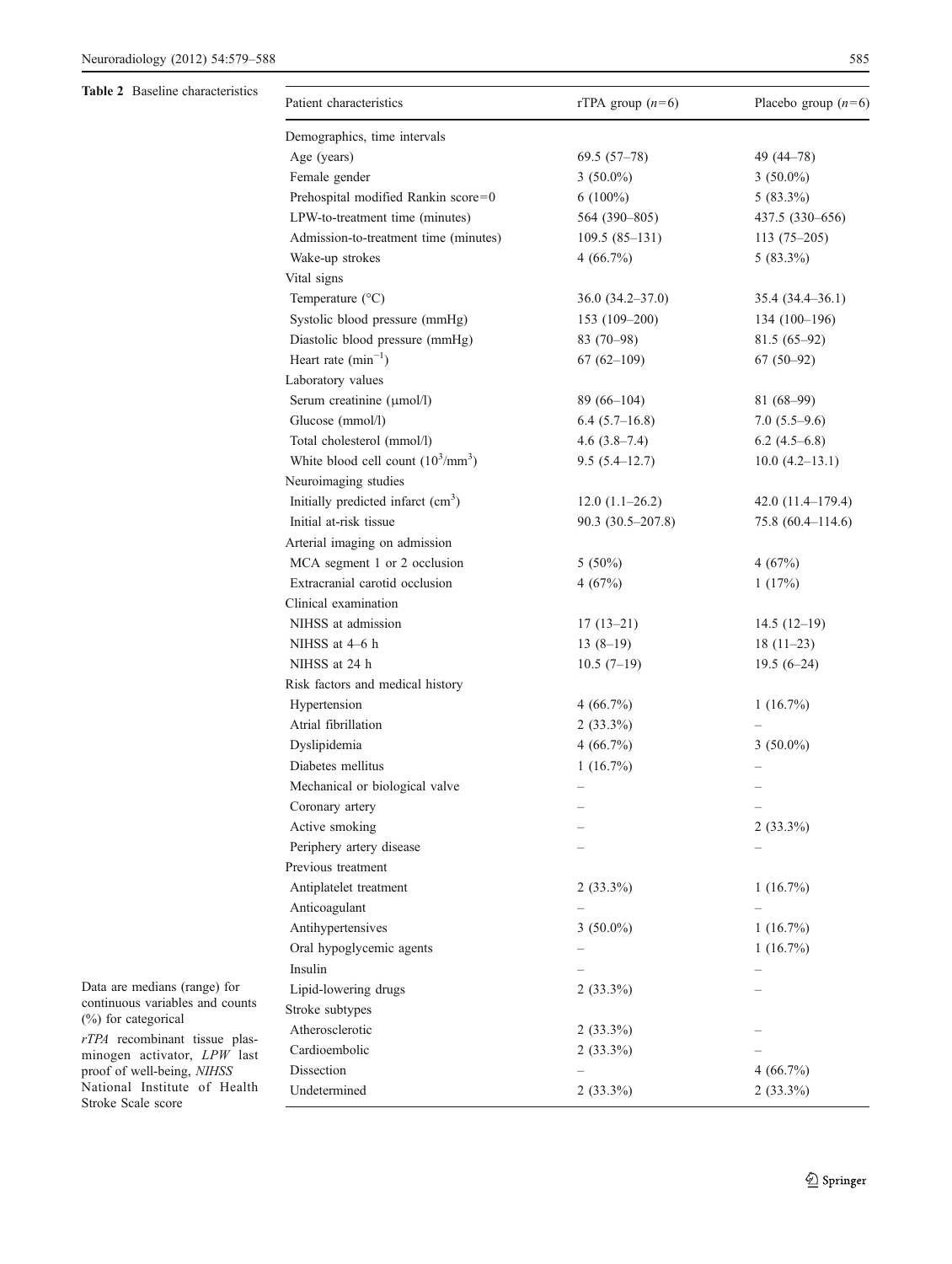**Table 2** Baseline characteristics

| Patient characteristics | rTPA group ($n=6$) | Placebo group ($n=6$) |
|---|---|---|
| Demographics, time intervals | | |
| Age (years) | 69.5 (57–78) | 49 (44–78) |
| Female gender | 3 (50.0%) | 3 (50.0%) |
| Prehospital modified Rankin score=0 | 6 (100%) | 5 (83.3%) |
| LPW-to-treatment time (minutes) | 564 (390–805) | 437.5 (330–656) |
| Admission-to-treatment time (minutes) | 109.5 (85–131) | 113 (75–205) |
| Wake-up strokes | 4 (66.7%) | 5 (83.3%) |
| Vital signs | | |
| Temperature (°C) | 36.0 (34.2–37.0) | 35.4 (34.4–36.1) |
| Systolic blood pressure (mmHg) | 153 (109–200) | 134 (100–196) |
| Diastolic blood pressure (mmHg) | 83 (70–98) | 81.5 (65–92) |
| Heart rate ($\text{min}^{-1}$) | 67 (62–109) | 67 (50–92) |
| Laboratory values | | |
| Serum creatinine (μmol/l) | 89 (66–104) | 81 (68–99) |
| Glucose (mmol/l) | 6.4 (5.7–16.8) | 7.0 (5.5–9.6) |
| Total cholesterol (mmol/l) | 4.6 (3.8–7.4) | 6.2 (4.5–6.8) |
| White blood cell count ($10^3/\text{mm}^3$) | 9.5 (5.4–12.7) | 10.0 (4.2–13.1) |
| Neuroimaging studies | | |
| Initially predicted infarct ($\text{cm}^3$) | 12.0 (1.1–26.2) | 42.0 (11.4–179.4) |
| Initial at-risk tissue | 90.3 (30.5–207.8) | 75.8 (60.4–114.6) |
| Arterial imaging on admission | | |
| MCA segment 1 or 2 occlusion | 5 (50%) | 4 (67%) |
| Extracranial carotid occlusion | 4 (67%) | 1 (17%) |
| Clinical examination | | |
| NIHSS at admission | 17 (13–21) | 14.5 (12–19) |
| NIHSS at 4–6 h | 13 (8–19) | 18 (11–23) |
| NIHSS at 24 h | 10.5 (7–19) | 19.5 (6–24) |
| Risk factors and medical history | | |
| Hypertension | 4 (66.7%) | 1 (16.7%) |
| Atrial fibrillation | 2 (33.3%) | – |
| Dyslipidemia | 4 (66.7%) | 3 (50.0%) |
| Diabetes mellitus | 1 (16.7%) | – |
| Mechanical or biological valve | – | – |
| Coronary artery | – | – |
| Active smoking | – | 2 (33.3%) |
| Periphery artery disease | – | – |
| Previous treatment | | |
| Antiplatelet treatment | 2 (33.3%) | 1 (16.7%) |
| Anticoagulant | – | – |
| Antihypertensives | 3 (50.0%) | 1 (16.7%) |
| Oral hypoglycemic agents | – | 1 (16.7%) |
| Insulin | – | – |
| Lipid-lowering drugs | 2 (33.3%) | – |
| Stroke subtypes | | |
| Atherosclerotic | 2 (33.3%) | – |
| Cardioembolic | 2 (33.3%) | – |
| Dissection | – | 4 (66.7%) |
| Undetermined | 2 (33.3%) | 2 (33.3%) |

Data are medians (range) for continuous variables and counts (%) for categorical

*rTPA* recombinant tissue plasminogen activator, *LPW* last proof of well-being, *NIHSS* National Institute of Health Stroke Scale score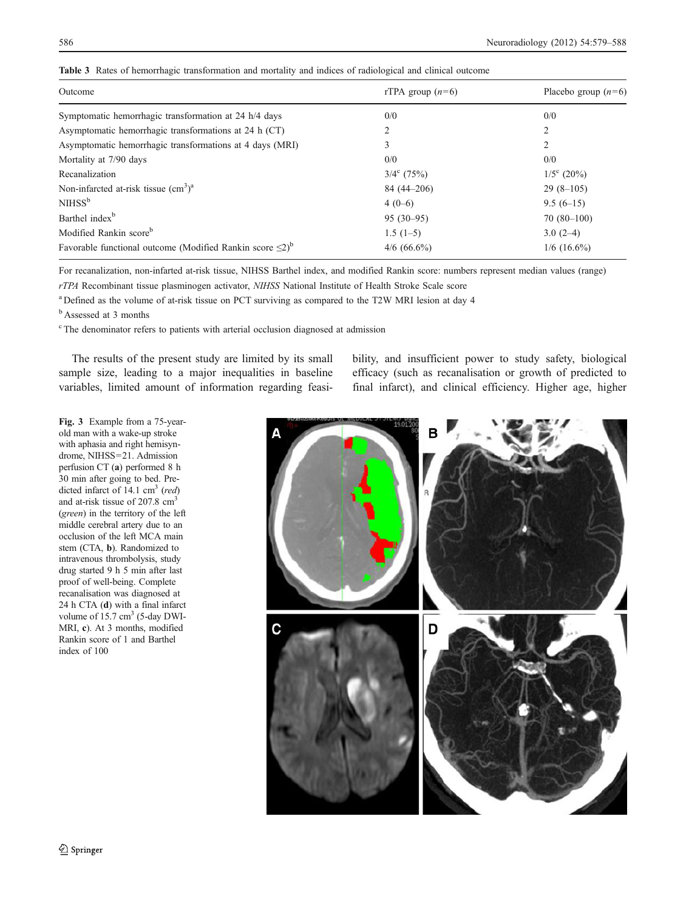**Table 3** Rates of hemorrhagic transformation and mortality and indices of radiological and clinical outcome

| Outcome | rTPA group ($n$=6) | Placebo group ($n$=6) |
|---|---|---|
| Symptomatic hemorrhagic transformation at 24 h/4 days | 0/0 | 0/0 |
| Asymptomatic hemorrhagic transformations at 24 h (CT) | 2 | 2 |
| Asymptomatic hemorrhagic transformations at 4 days (MRI) | 3 | 2 |
| Mortality at 7/90 days | 0/0 | 0/0 |
| Recanalization | 3/4[c] (75%) | 1/5[c] (20%) |
| Non-infarcted at-risk tissue ($cm^3$)[a] | 84 (44–206) | 29 (8–105) |
| NIHSS[b] | 4 (0–6) | 9.5 (6–15) |
| Barthel index[b] | 95 (30–95) | 70 (80–100) |
| Modified Rankin score[b] | 1.5 (1–5) | 3.0 (2–4) |
| Favorable functional outcome (Modified Rankin score ≤2)[b] | 4/6 (66.6%) | 1/6 (16.6%) |

For recanalization, non-infarted at-risk tissue, NIHSS Barthel index, and modified Rankin score: numbers represent median values (range)

*rTPA* Recombinant tissue plasminogen activator, *NIHSS* National Institute of Health Stroke Scale score

[a] Defined as the volume of at-risk tissue on PCT surviving as compared to the T2W MRI lesion at day 4

[b] Assessed at 3 months

[c] The denominator refers to patients with arterial occlusion diagnosed at admission

The results of the present study are limited by its small sample size, leading to a major inequalities in baseline variables, limited amount of information regarding feasibility, and insufficient power to study safety, biological efficacy (such as recanalisation or growth of predicted to final infarct), and clinical efficiency. Higher age, higher

**Fig. 3** Example from a 75-year-old man with a wake-up stroke with aphasia and right hemisyndrome, NIHSS=21. Admission perfusion CT (**a**) performed 8 h 30 min after going to bed. Predicted infarct of 14.1 $cm^3$ (*red*) and at-risk tissue of 207.8 $cm^3$ (*green*) in the territory of the left middle cerebral artery due to an occlusion of the left MCA main stem (CTA, **b**). Randomized to intravenous thrombolysis, study drug started 9 h 5 min after last proof of well-being. Complete recanalisation was diagnosed at 24 h CTA (**d**) with a final infarct volume of 15.7 $cm^3$ (5-day DWI-MRI, **c**). At 3 months, modified Rankin score of 1 and Barthel index of 100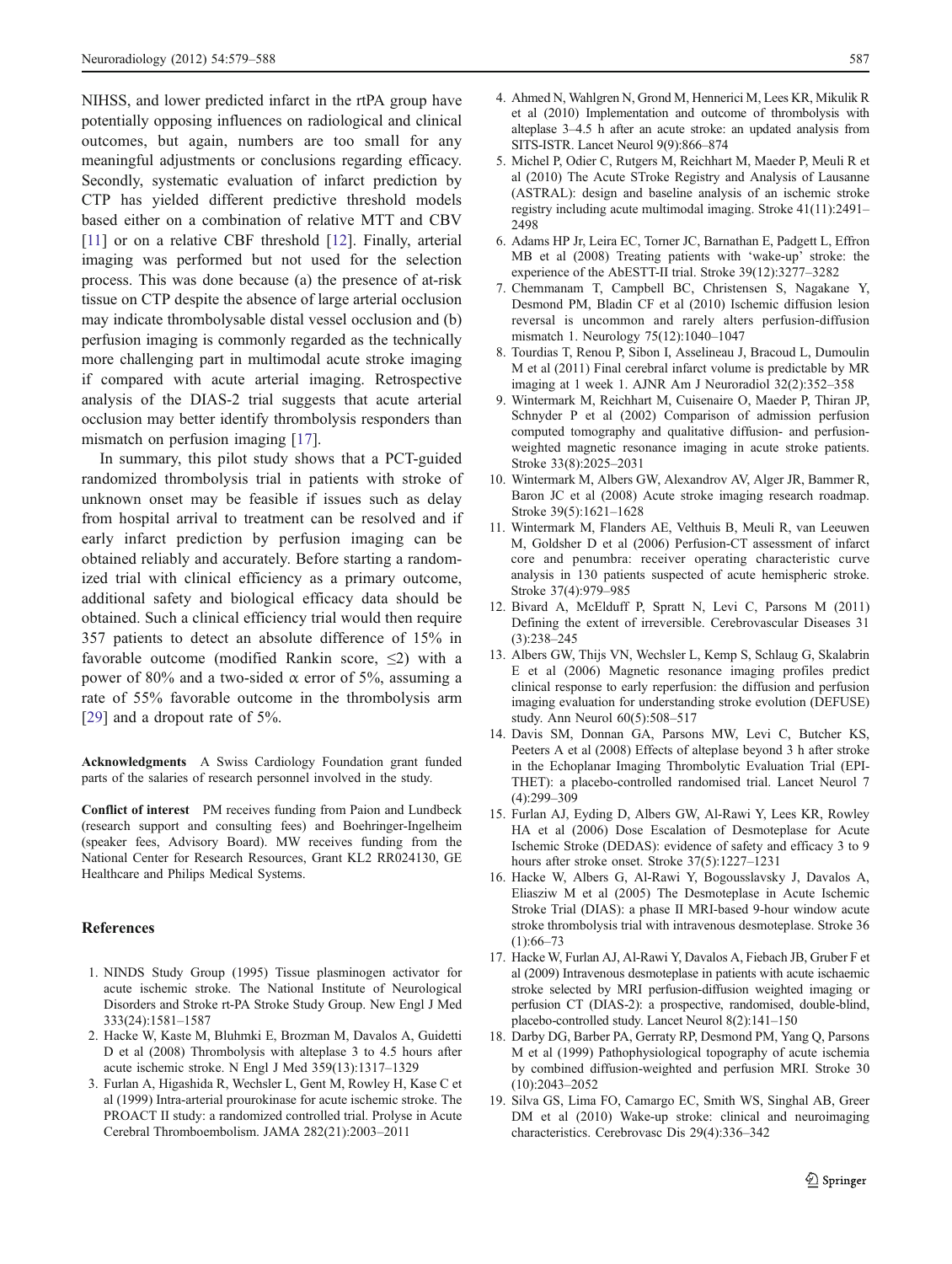NIHSS, and lower predicted infarct in the rtPA group have potentially opposing influences on radiological and clinical outcomes, but again, numbers are too small for any meaningful adjustments or conclusions regarding efficacy. Secondly, systematic evaluation of infarct prediction by CTP has yielded different predictive threshold models based either on a combination of relative MTT and CBV [11] or on a relative CBF threshold [12]. Finally, arterial imaging was performed but not used for the selection process. This was done because (a) the presence of at-risk tissue on CTP despite the absence of large arterial occlusion may indicate thrombolysable distal vessel occlusion and (b) perfusion imaging is commonly regarded as the technically more challenging part in multimodal acute stroke imaging if compared with acute arterial imaging. Retrospective analysis of the DIAS-2 trial suggests that acute arterial occlusion may better identify thrombolysis responders than mismatch on perfusion imaging [17].

In summary, this pilot study shows that a PCT-guided randomized thrombolysis trial in patients with stroke of unknown onset may be feasible if issues such as delay from hospital arrival to treatment can be resolved and if early infarct prediction by perfusion imaging can be obtained reliably and accurately. Before starting a randomized trial with clinical efficiency as a primary outcome, additional safety and biological efficacy data should be obtained. Such a clinical efficiency trial would then require 357 patients to detect an absolute difference of 15% in favorable outcome (modified Rankin score, ≤2) with a power of 80% and a two-sided $\alpha$ error of 5%, assuming a rate of 55% favorable outcome in the thrombolysis arm [29] and a dropout rate of 5%.

**Acknowledgments** A Swiss Cardiology Foundation grant funded parts of the salaries of research personnel involved in the study.

**Conflict of interest** PM receives funding from Paion and Lundbeck (research support and consulting fees) and Boehringer-Ingelheim (speaker fees, Advisory Board). MW receives funding from the National Center for Research Resources, Grant KL2 RR024130, GE Healthcare and Philips Medical Systems.

## References

1. NINDS Study Group (1995) Tissue plasminogen activator for acute ischemic stroke. The National Institute of Neurological Disorders and Stroke rt-PA Stroke Study Group. New Engl J Med 333(24):1581–1587
2. Hacke W, Kaste M, Bluhmki E, Brozman M, Davalos A, Guidetti D et al (2008) Thrombolysis with alteplase 3 to 4.5 hours after acute ischemic stroke. N Engl J Med 359(13):1317–1329
3. Furlan A, Higashida R, Wechsler L, Gent M, Rowley H, Kase C et al (1999) Intra-arterial prourokinase for acute ischemic stroke. The PROACT II study: a randomized controlled trial. Prolyse in Acute Cerebral Thromboembolism. JAMA 282(21):2003–2011
4. Ahmed N, Wahlgren N, Grond M, Hennerici M, Lees KR, Mikulik R et al (2010) Implementation and outcome of thrombolysis with alteplase 3–4.5 h after an acute stroke: an updated analysis from SITS-ISTR. Lancet Neurol 9(9):866–874
5. Michel P, Odier C, Rutgers M, Reichhart M, Maeder P, Meuli R et al (2010) The Acute STroke Registry and Analysis of Lausanne (ASTRAL): design and baseline analysis of an ischemic stroke registry including acute multimodal imaging. Stroke 41(11):2491–2498
6. Adams HP Jr, Leira EC, Torner JC, Barnathan E, Padgett L, Effron MB et al (2008) Treating patients with 'wake-up' stroke: the experience of the AbESTT-II trial. Stroke 39(12):3277–3282
7. Chemmanam T, Campbell BC, Christensen S, Nagakane Y, Desmond PM, Bladin CF et al (2010) Ischemic diffusion lesion reversal is uncommon and rarely alters perfusion-diffusion mismatch 1. Neurology 75(12):1040–1047
8. Tourdias T, Renou P, Sibon I, Asselineau J, Bracoud L, Dumoulin M et al (2011) Final cerebral infarct volume is predictable by MR imaging at 1 week 1. AJNR Am J Neuroradiol 32(2):352–358
9. Wintermark M, Reichhart M, Cuisenaire O, Maeder P, Thiran JP, Schnyder P et al (2002) Comparison of admission perfusion computed tomography and qualitative diffusion- and perfusion-weighted magnetic resonance imaging in acute stroke patients. Stroke 33(8):2025–2031
10. Wintermark M, Albers GW, Alexandrov AV, Alger JR, Bammer R, Baron JC et al (2008) Acute stroke imaging research roadmap. Stroke 39(5):1621–1628
11. Wintermark M, Flanders AE, Velthuis B, Meuli R, van Leeuwen M, Goldsher D et al (2006) Perfusion-CT assessment of infarct core and penumbra: receiver operating characteristic curve analysis in 130 patients suspected of acute hemispheric stroke. Stroke 37(4):979–985
12. Bivard A, McElduff P, Spratt N, Levi C, Parsons M (2011) Defining the extent of irreversible. Cerebrovascular Diseases 31 (3):238–245
13. Albers GW, Thijs VN, Wechsler L, Kemp S, Schlaug G, Skalabrin E et al (2006) Magnetic resonance imaging profiles predict clinical response to early reperfusion: the diffusion and perfusion imaging evaluation for understanding stroke evolution (DEFUSE) study. Ann Neurol 60(5):508–517
14. Davis SM, Donnan GA, Parsons MW, Levi C, Butcher KS, Peeters A et al (2008) Effects of alteplase beyond 3 h after stroke in the Echoplanar Imaging Thrombolytic Evaluation Trial (EPITHET): a placebo-controlled randomised trial. Lancet Neurol 7 (4):299–309
15. Furlan AJ, Eyding D, Albers GW, Al-Rawi Y, Lees KR, Rowley HA et al (2006) Dose Escalation of Desmoteplase for Acute Ischemic Stroke (DEDAS): evidence of safety and efficacy 3 to 9 hours after stroke onset. Stroke 37(5):1227–1231
16. Hacke W, Albers G, Al-Rawi Y, Bogousslavsky J, Davalos A, Eliasziw M et al (2005) The Desmoteplase in Acute Ischemic Stroke Trial (DIAS): a phase II MRI-based 9-hour window acute stroke thrombolysis trial with intravenous desmoteplase. Stroke 36 (1):66–73
17. Hacke W, Furlan AJ, Al-Rawi Y, Davalos A, Fiebach JB, Gruber F et al (2009) Intravenous desmoteplase in patients with acute ischaemic stroke selected by MRI perfusion-diffusion weighted imaging or perfusion CT (DIAS-2): a prospective, randomised, double-blind, placebo-controlled study. Lancet Neurol 8(2):141–150
18. Darby DG, Barber PA, Gerraty RP, Desmond PM, Yang Q, Parsons M et al (1999) Pathophysiological topography of acute ischemia by combined diffusion-weighted and perfusion MRI. Stroke 30 (10):2043–2052
19. Silva GS, Lima FO, Camargo EC, Smith WS, Singhal AB, Greer DM et al (2010) Wake-up stroke: clinical and neuroimaging characteristics. Cerebrovasc Dis 29(4):336–342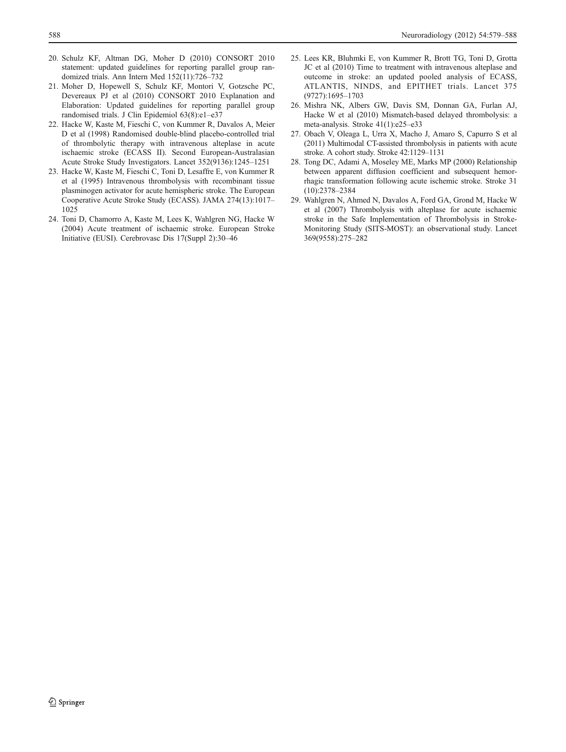20. Schulz KF, Altman DG, Moher D (2010) CONSORT 2010 statement: updated guidelines for reporting parallel group randomized trials. Ann Intern Med 152(11):726–732
21. Moher D, Hopewell S, Schulz KF, Montori V, Gotzsche PC, Devereaux PJ et al (2010) CONSORT 2010 Explanation and Elaboration: Updated guidelines for reporting parallel group randomised trials. J Clin Epidemiol 63(8):e1–e37
22. Hacke W, Kaste M, Fieschi C, von Kummer R, Davalos A, Meier D et al (1998) Randomised double-blind placebo-controlled trial of thrombolytic therapy with intravenous alteplase in acute ischaemic stroke (ECASS II). Second European-Australasian Acute Stroke Study Investigators. Lancet 352(9136):1245–1251
23. Hacke W, Kaste M, Fieschi C, Toni D, Lesaffre E, von Kummer R et al (1995) Intravenous thrombolysis with recombinant tissue plasminogen activator for acute hemispheric stroke. The European Cooperative Acute Stroke Study (ECASS). JAMA 274(13):1017–1025
24. Toni D, Chamorro A, Kaste M, Lees K, Wahlgren NG, Hacke W (2004) Acute treatment of ischaemic stroke. European Stroke Initiative (EUSI). Cerebrovasc Dis 17(Suppl 2):30–46
25. Lees KR, Bluhmki E, von Kummer R, Brott TG, Toni D, Grotta JC et al (2010) Time to treatment with intravenous alteplase and outcome in stroke: an updated pooled analysis of ECASS, ATLANTIS, NINDS, and EPITHET trials. Lancet 375 (9727):1695–1703
26. Mishra NK, Albers GW, Davis SM, Donnan GA, Furlan AJ, Hacke W et al (2010) Mismatch-based delayed thrombolysis: a meta-analysis. Stroke 41(1):e25–e33
27. Obach V, Oleaga L, Urra X, Macho J, Amaro S, Capurro S et al (2011) Multimodal CT-assisted thrombolysis in patients with acute stroke. A cohort study. Stroke 42:1129–1131
28. Tong DC, Adami A, Moseley ME, Marks MP (2000) Relationship between apparent diffusion coefficient and subsequent hemorrhagic transformation following acute ischemic stroke. Stroke 31 (10):2378–2384
29. Wahlgren N, Ahmed N, Davalos A, Ford GA, Grond M, Hacke W et al (2007) Thrombolysis with alteplase for acute ischaemic stroke in the Safe Implementation of Thrombolysis in Stroke-Monitoring Study (SITS-MOST): an observational study. Lancet 369(9558):275–282